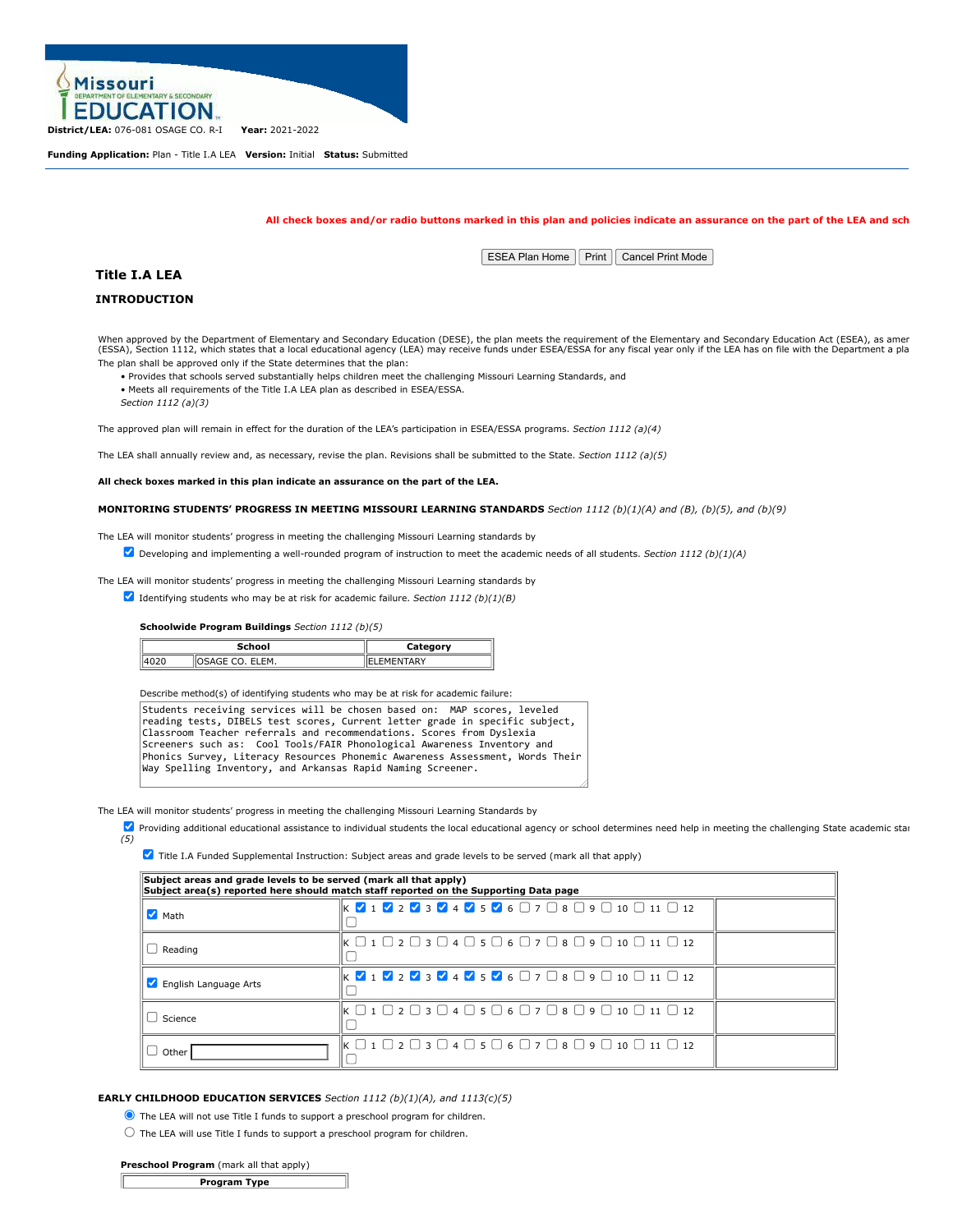District/LEA: 076-081 OSAGE CO. R-I   **Year:** 2021-2022

**Funding Application:** Plan - Title I.A LEA   **Version:** Initial   **Status:** Submitted

**All check boxes and/or radio buttons marked in this plan and policies indicate an assurance on the part of the LEA and sch**

ESA Plan Home | Print | Cancel Print Mode

## Title I.A LEA

### INTRODUCTION

When approved by the Department of Elementary and Secondary Education (DESE), the plan meets the requirement of the Elementary and Secondary Education Act (ESEA), as amer (ESSA), Section 1112, which states that a local educational agency (LEA) may receive funds under ESEA/ESSA for any fiscal year only if the LEA has on file with the Department a pla

The plan shall be approved only if the State determines that the plan:

- Provides that schools served substantially helps children meet the challenging Missouri Learning Standards, and
- Meets all requirements of the Title I.A LEA plan as described in ESEA/ESSA.

*Section 1112 (a)(3)*

The approved plan will remain in effect for the duration of the LEA's participation in ESEA/ESSA programs. *Section 1112 (a)(4)*

The LEA shall annually review and, as necessary, revise the plan. Revisions shall be submitted to the State. *Section 1112 (a)(5)*

**All check boxes marked in this plan indicate an assurance on the part of the LEA.**

**MONITORING STUDENTS' PROGRESS IN MEETING MISSOURI LEARNING STANDARDS** *Section 1112 (b)(1)(A) and (B), (b)(5), and (b)(9)*

The LEA will monitor students' progress in meeting the challenging Missouri Learning standards by

☑ Developing and implementing a well-rounded program of instruction to meet the academic needs of all students. *Section 1112 (b)(1)(A)*

The LEA will monitor students' progress in meeting the challenging Missouri Learning standards by

☑ Identifying students who may be at risk for academic failure. *Section 1112 (b)(1)(B)*

**Schoolwide Program Buildings** *Section 1112 (b)(5)*

| School | | Category |
|---|---|---|
| 4020 | OSAGE CO. ELEM. | ELEMENTARY |

Describe method(s) of identifying students who may be at risk for academic failure:

Students receiving services will be chosen based on: MAP scores, leveled reading tests, DIBELS test scores, Current letter grade in specific subject, Classroom Teacher referrals and recommendations. Scores from Dyslexia Screeners such as: Cool Tools/FAIR Phonological Awareness Inventory and Phonics Survey, Literacy Resources Phonemic Awareness Assessment, Words Their Way Spelling Inventory, and Arkansas Rapid Naming Screener.

The LEA will monitor students' progress in meeting the challenging Missouri Learning Standards by

☑ Providing additional educational assistance to individual students the local educational agency or school determines need help in meeting the challenging State academic sta *(5)*

☑ Title I.A Funded Supplemental Instruction: Subject areas and grade levels to be served (mark all that apply)

| **Subject areas and grade levels to be served (mark all that apply)**<br>**Subject area(s) reported here should match staff reported on the Supporting Data page** | | |
|---|---|---|
| ☑ Math | K ☑ 1 ☑ 2 ☑ 3 ☑ 4 ☑ 5 ☑ 6 ☐ 7 ☐ 8 ☐ 9 ☐ 10 ☐ 11 ☐ 12 ☐ | |
| ☐ Reading | K ☐ 1 ☐ 2 ☐ 3 ☐ 4 ☐ 5 ☐ 6 ☐ 7 ☐ 8 ☐ 9 ☐ 10 ☐ 11 ☐ 12 ☐ | |
| ☑ English Language Arts | K ☑ 1 ☑ 2 ☑ 3 ☑ 4 ☑ 5 ☑ 6 ☐ 7 ☐ 8 ☐ 9 ☐ 10 ☐ 11 ☐ 12 ☐ | |
| ☐ Science | K ☐ 1 ☐ 2 ☐ 3 ☐ 4 ☐ 5 ☐ 6 ☐ 7 ☐ 8 ☐ 9 ☐ 10 ☐ 11 ☐ 12 ☐ | |
| ☐ Other | K ☐ 1 ☐ 2 ☐ 3 ☐ 4 ☐ 5 ☐ 6 ☐ 7 ☐ 8 ☐ 9 ☐ 10 ☐ 11 ☐ 12 ☐ | |

**EARLY CHILDHOOD EDUCATION SERVICES** *Section 1112 (b)(1)(A), and 1113(c)(5)*

◉ The LEA will not use Title I funds to support a preschool program for children.

○ The LEA will use Title I funds to support a preschool program for children.

**Preschool Program** (mark all that apply)

| Program Type |
|---|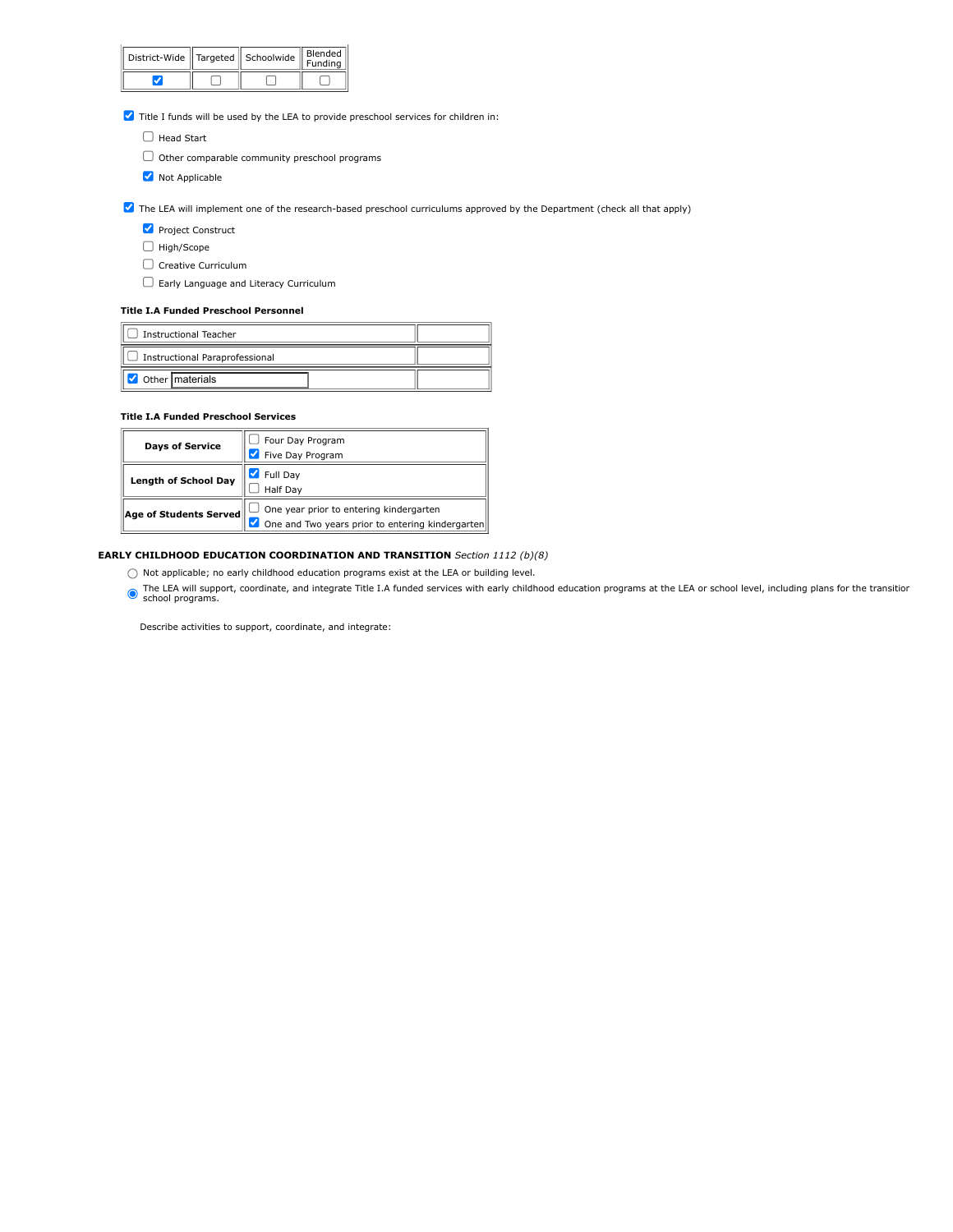| District-Wide | Targeted | Schoolwide | Blended Funding |
|---|---|---|---|
| ☑ | ☐ | ☐ | ☐ |

☑ Title I funds will be used by the LEA to provide preschool services for children in:

- ☐ Head Start
- ☐ Other comparable community preschool programs
- ☑ Not Applicable

☑ The LEA will implement one of the research-based preschool curriculums approved by the Department (check all that apply)

- ☑ Project Construct
- ☐ High/Scope
- ☐ Creative Curriculum
- ☐ Early Language and Literacy Curriculum

**Title I.A Funded Preschool Personnel**

| | |
|---|---|
| ☐ Instructional Teacher | |
| ☐ Instructional Paraprofessional | |
| ☑ Other materials | |

**Title I.A Funded Preschool Services**

| | |
|---|---|
| **Days of Service** | ☐ Four Day Program<br>☑ Five Day Program |
| **Length of School Day** | ☑ Full Day<br>☐ Half Day |
| **Age of Students Served** | ☐ One year prior to entering kindergarten<br>☑ One and Two years prior to entering kindergarten |

**EARLY CHILDHOOD EDUCATION COORDINATION AND TRANSITION** *Section 1112 (b)(8)*

- ○ Not applicable; no early childhood education programs exist at the LEA or building level.
- ◉ The LEA will support, coordinate, and integrate Title I.A funded services with early childhood education programs at the LEA or school level, including plans for the transitior school programs.

Describe activities to support, coordinate, and integrate: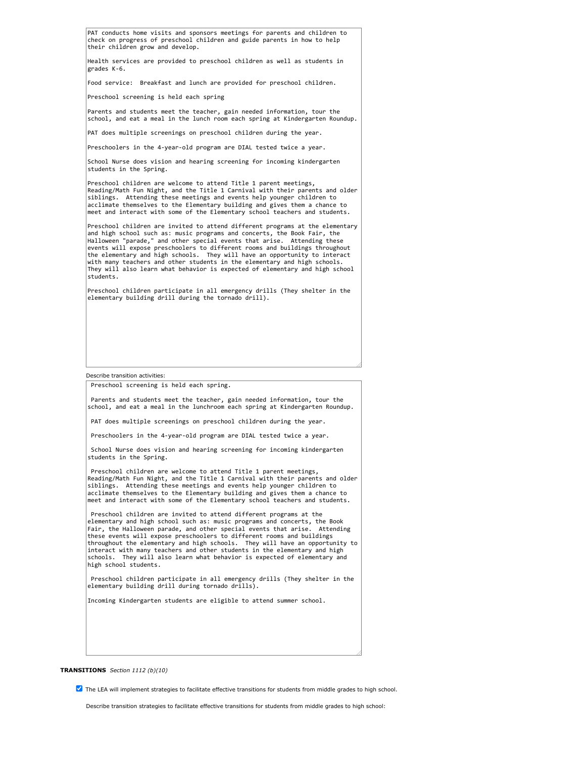PAT conducts home visits and sponsors meetings for parents and children to check on progress of preschool children and guide parents in how to help their children grow and develop.

Health services are provided to preschool children as well as students in grades K-6.

Food service:  Breakfast and lunch are provided for preschool children.

Preschool screening is held each spring

Parents and students meet the teacher, gain needed information, tour the school, and eat a meal in the lunch room each spring at Kindergarten Roundup.

PAT does multiple screenings on preschool children during the year.

Preschoolers in the 4-year-old program are DIAL tested twice a year.

School Nurse does vision and hearing screening for incoming kindergarten students in the Spring.

Preschool children are welcome to attend Title 1 parent meetings, Reading/Math Fun Night, and the Title 1 Carnival with their parents and older siblings.  Attending these meetings and events help younger children to acclimate themselves to the Elementary building and gives them a chance to meet and interact with some of the Elementary school teachers and students.

Preschool children are invited to attend different programs at the elementary and high school such as: music programs and concerts, the Book Fair, the Halloween "parade," and other special events that arise.  Attending these events will expose preschoolers to different rooms and buildings throughout the elementary and high schools.  They will have an opportunity to interact with many teachers and other students in the elementary and high schools. They will also learn what behavior is expected of elementary and high school students.

Preschool children participate in all emergency drills (They shelter in the elementary building drill during the tornado drill).

Describe transition activities:

Preschool screening is held each spring.

Parents and students meet the teacher, gain needed information, tour the school, and eat a meal in the lunchroom each spring at Kindergarten Roundup.

PAT does multiple screenings on preschool children during the year.

Preschoolers in the 4-year-old program are DIAL tested twice a year.

School Nurse does vision and hearing screening for incoming kindergarten students in the Spring.

Preschool children are welcome to attend Title 1 parent meetings, Reading/Math Fun Night, and the Title 1 Carnival with their parents and older siblings.  Attending these meetings and events help younger children to acclimate themselves to the Elementary building and gives them a chance to meet and interact with some of the Elementary school teachers and students.

Preschool children are invited to attend different programs at the elementary and high school such as: music programs and concerts, the Book Fair, the Halloween parade, and other special events that arise.  Attending these events will expose preschoolers to different rooms and buildings throughout the elementary and high schools.  They will have an opportunity to interact with many teachers and other students in the elementary and high schools.  They will also learn what behavior is expected of elementary and high school students.

Preschool children participate in all emergency drills (They shelter in the elementary building drill during tornado drills).

Incoming Kindergarten students are eligible to attend summer school.

**TRANSITIONS** *Section 1112 (b)(10)*

- [x] The LEA will implement strategies to facilitate effective transitions for students from middle grades to high school.

Describe transition strategies to facilitate effective transitions for students from middle grades to high school: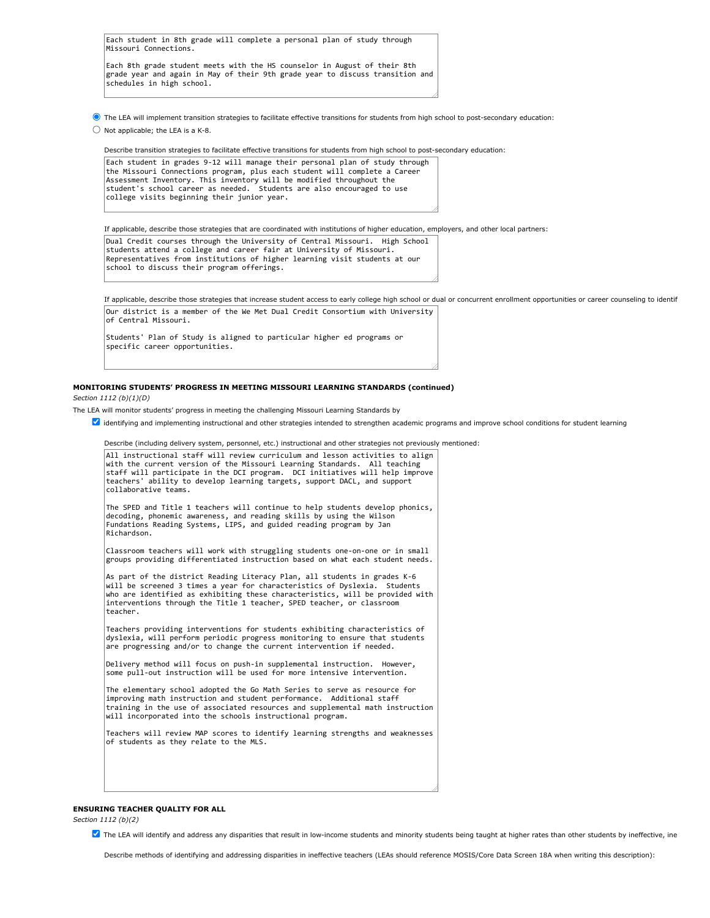Each student in 8th grade will complete a personal plan of study through Missouri Connections.

Each 8th grade student meets with the HS counselor in August of their 8th grade year and again in May of their 9th grade year to discuss transition and schedules in high school.

- [x] The LEA will implement transition strategies to facilitate effective transitions for students from high school to post-secondary education:
- [ ] Not applicable; the LEA is a K-8.

Describe transition strategies to facilitate effective transitions for students from high school to post-secondary education:

Each student in grades 9-12 will manage their personal plan of study through the Missouri Connections program, plus each student will complete a Career Assessment Inventory. This inventory will be modified throughout the student's school career as needed. Students are also encouraged to use college visits beginning their junior year.

If applicable, describe those strategies that are coordinated with institutions of higher education, employers, and other local partners:

Dual Credit courses through the University of Central Missouri. High School students attend a college and career fair at University of Missouri. Representatives from institutions of higher learning visit students at our school to discuss their program offerings.

If applicable, describe those strategies that increase student access to early college high school or dual or concurrent enrollment opportunities or career counseling to identif

Our district is a member of the We Met Dual Credit Consortium with University of Central Missouri.

Students' Plan of Study is aligned to particular higher ed programs or specific career opportunities.

**MONITORING STUDENTS' PROGRESS IN MEETING MISSOURI LEARNING STANDARDS (continued)**

*Section 1112 (b)(1)(D)*

The LEA will monitor students' progress in meeting the challenging Missouri Learning Standards by

- [x] identifying and implementing instructional and other strategies intended to strengthen academic programs and improve school conditions for student learning

Describe (including delivery system, personnel, etc.) instructional and other strategies not previously mentioned:

All instructional staff will review curriculum and lesson activities to align with the current version of the Missouri Learning Standards. All teaching staff will participate in the DCI program. DCI initiatives will help improve teachers' ability to develop learning targets, support DACL, and support collaborative teams.

The SPED and Title 1 teachers will continue to help students develop phonics, decoding, phonemic awareness, and reading skills by using the Wilson Fundations Reading Systems, LIPS, and guided reading program by Jan Richardson.

Classroom teachers will work with struggling students one-on-one or in small groups providing differentiated instruction based on what each student needs.

As part of the district Reading Literacy Plan, all students in grades K-6 will be screened 3 times a year for characteristics of Dyslexia. Students who are identified as exhibiting these characteristics, will be provided with interventions through the Title 1 teacher, SPED teacher, or classroom teacher.

Teachers providing interventions for students exhibiting characteristics of dyslexia, will perform periodic progress monitoring to ensure that students are progressing and/or to change the current intervention if needed.

Delivery method will focus on push-in supplemental instruction. However, some pull-out instruction will be used for more intensive intervention.

The elementary school adopted the Go Math Series to serve as resource for improving math instruction and student performance. Additional staff training in the use of associated resources and supplemental math instruction will incorporated into the schools instructional program.

Teachers will review MAP scores to identify learning strengths and weaknesses of students as they relate to the MLS.

**ENSURING TEACHER QUALITY FOR ALL**

*Section 1112 (b)(2)*

- [x] The LEA will identify and address any disparities that result in low-income students and minority students being taught at higher rates than other students by ineffective, ine

Describe methods of identifying and addressing disparities in ineffective teachers (LEAs should reference MOSIS/Core Data Screen 18A when writing this description):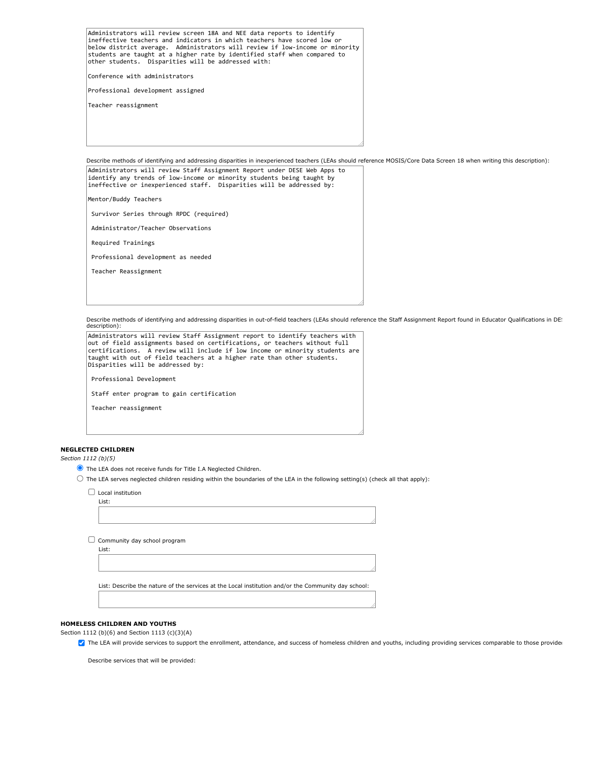Administrators will review screen 18A and NEE data reports to identify ineffective teachers and indicators in which teachers have scored low or below district average. Administrators will review if low-income or minority students are taught at a higher rate by identified staff when compared to other students. Disparities will be addressed with:

Conference with administrators

Professional development assigned

Teacher reassignment

Describe methods of identifying and addressing disparities in inexperienced teachers (LEAs should reference MOSIS/Core Data Screen 18 when writing this description):

Administrators will review Staff Assignment Report under DESE Web Apps to identify any trends of low-income or minority students being taught by ineffective or inexperienced staff. Disparities will be addressed by:

Mentor/Buddy Teachers

Survivor Series through RPDC (required)

Administrator/Teacher Observations

Required Trainings

Professional development as needed

Teacher Reassignment

Describe methods of identifying and addressing disparities in out-of-field teachers (LEAs should reference the Staff Assignment Report found in Educator Qualifications in DE description):

Administrators will review Staff Assignment report to identify teachers with out of field assignments based on certifications, or teachers without full certifications. A review will include if low income or minority students are taught with out of field teachers at a higher rate than other students. Disparities will be addressed by:

Professional Development

Staff enter program to gain certification

Teacher reassignment

**NEGLECTED CHILDREN**

*Section 1112 (b)(5)*

- (x) The LEA does not receive funds for Title I.A Neglected Children.
- ( ) The LEA serves neglected children residing within the boundaries of the LEA in the following setting(s) (check all that apply):
  - [ ] Local institution
    List:
  - [ ] Community day school program
    List:

    List: Describe the nature of the services at the Local institution and/or the Community day school:

**HOMELESS CHILDREN AND YOUTHS**

Section 1112 (b)(6) and Section 1113 (c)(3)(A)

- [x] The LEA will provide services to support the enrollment, attendance, and success of homeless children and youths, including providing services comparable to those provide

Describe services that will be provided: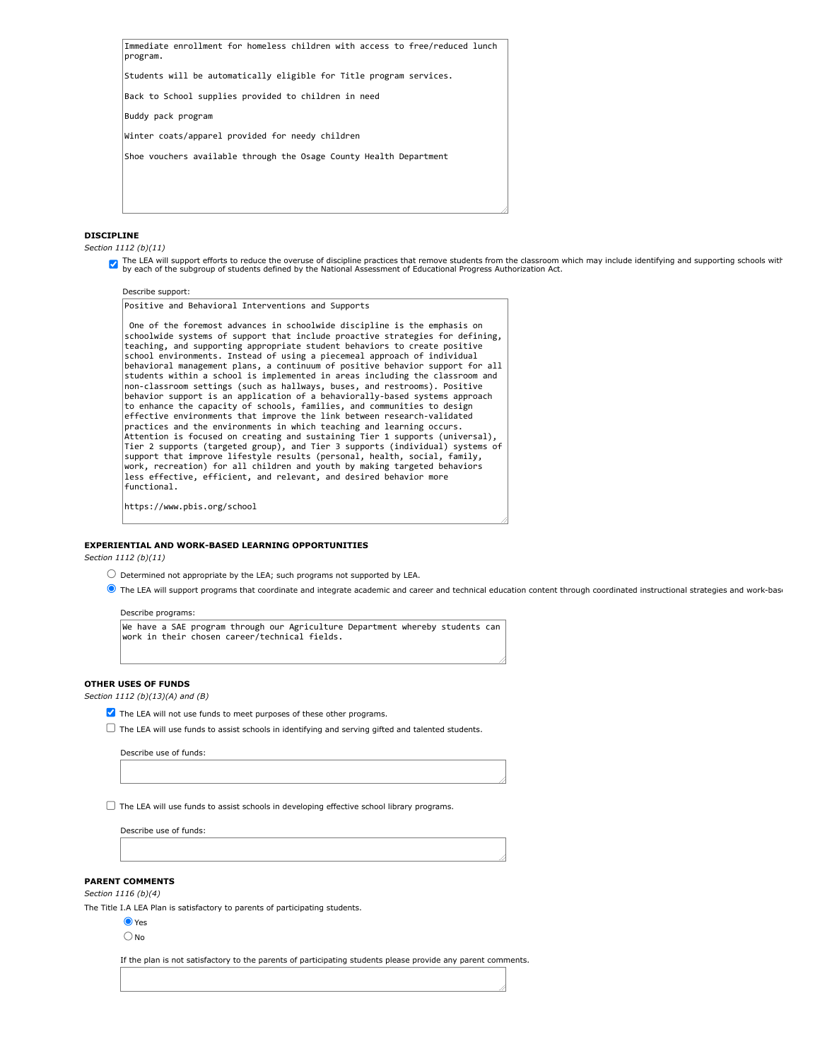Immediate enrollment for homeless children with access to free/reduced lunch program.

Students will be automatically eligible for Title program services.

Back to School supplies provided to children in need

Buddy pack program

Winter coats/apparel provided for needy children

Shoe vouchers available through the Osage County Health Department

**DISCIPLINE**

*Section 1112 (b)(11)*

- [x] The LEA will support efforts to reduce the overuse of discipline practices that remove students from the classroom which may include identifying and supporting schools with by each of the subgroup of students defined by the National Assessment of Educational Progress Authorization Act.

Describe support:

Positive and Behavioral Interventions and Supports

One of the foremost advances in schoolwide discipline is the emphasis on schoolwide systems of support that include proactive strategies for defining, teaching, and supporting appropriate student behaviors to create positive school environments. Instead of using a piecemeal approach of individual behavioral management plans, a continuum of positive behavior support for all students within a school is implemented in areas including the classroom and non-classroom settings (such as hallways, buses, and restrooms). Positive behavior support is an application of a behaviorally-based systems approach to enhance the capacity of schools, families, and communities to design effective environments that improve the link between research-validated practices and the environments in which teaching and learning occurs. Attention is focused on creating and sustaining Tier 1 supports (universal), Tier 2 supports (targeted group), and Tier 3 supports (individual) systems of support that improve lifestyle results (personal, health, social, family, work, recreation) for all children and youth by making targeted behaviors less effective, efficient, and relevant, and desired behavior more functional.

https://www.pbis.org/school

**EXPERIENTIAL AND WORK-BASED LEARNING OPPORTUNITIES**

*Section 1112 (b)(11)*

- ○ Determined not appropriate by the LEA; such programs not supported by LEA.
- ◉ The LEA will support programs that coordinate and integrate academic and career and technical education content through coordinated instructional strategies and work-bas

Describe programs:

We have a SAE program through our Agriculture Department whereby students can work in their chosen career/technical fields.

**OTHER USES OF FUNDS**

*Section 1112 (b)(13)(A) and (B)*

- [x] The LEA will not use funds to meet purposes of these other programs.
- [ ] The LEA will use funds to assist schools in identifying and serving gifted and talented students.

Describe use of funds:

- [ ] The LEA will use funds to assist schools in developing effective school library programs.

Describe use of funds:

**PARENT COMMENTS**

*Section 1116 (b)(4)*

The Title I.A LEA Plan is satisfactory to parents of participating students.

- ◉ Yes
- ○ No

If the plan is not satisfactory to the parents of participating students please provide any parent comments.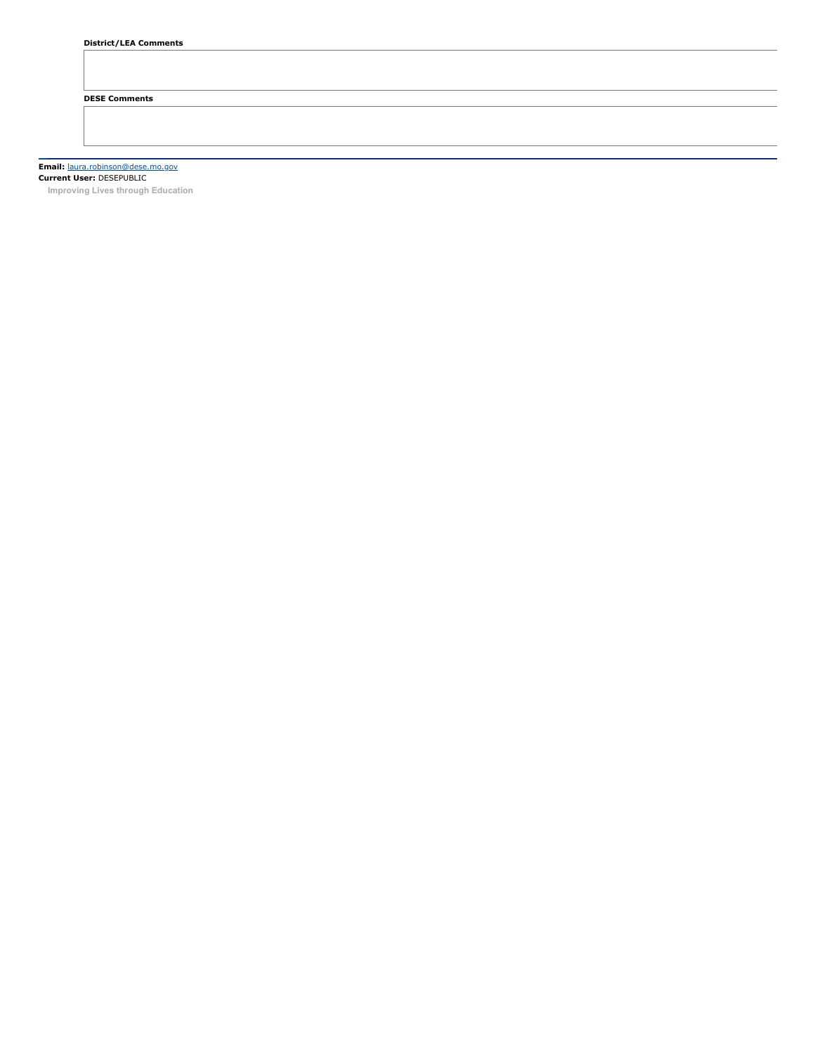**District/LEA Comments**

**DESE Comments**

**Email:** laura.robinson@dese.mo.gov

**Current User:** DESEPUBLIC

Improving Lives through Education